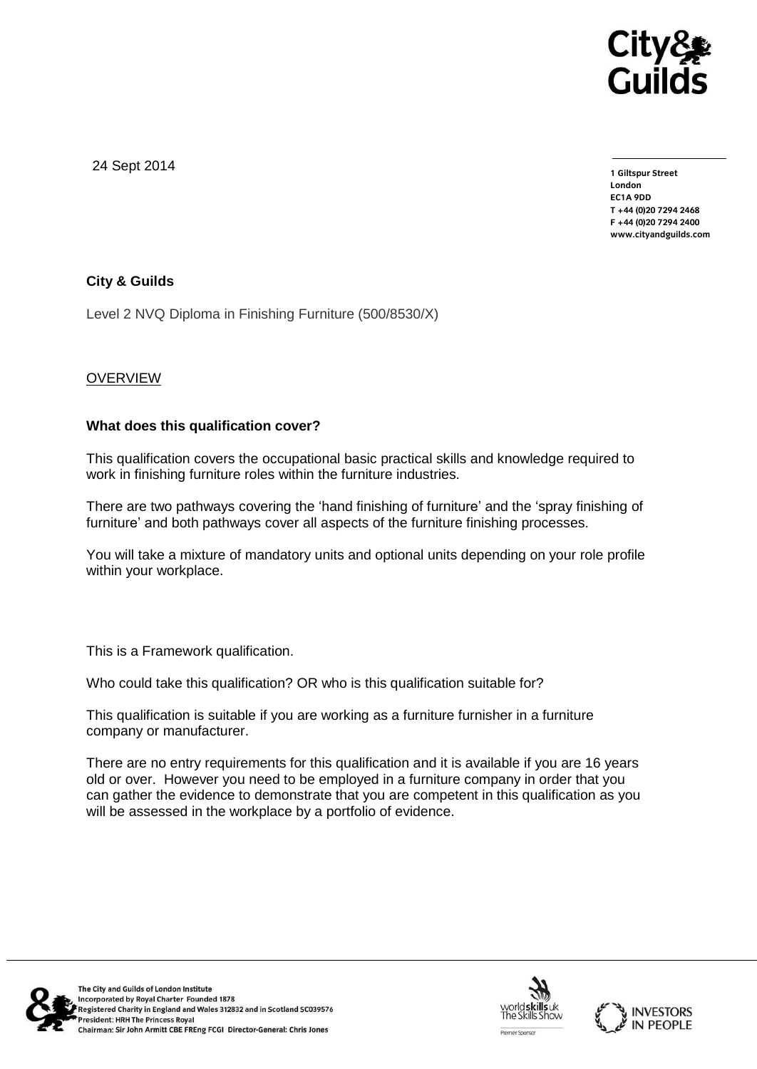24 Sept 2014

**1 Giltspur Street**
**London**
**EC1A 9DD**
**T +44 (0)20 7294 2468**
**F +44 (0)20 7294 2400**
**www.cityandguilds.com**

**City & Guilds**

Level 2 NVQ Diploma in Finishing Furniture (500/8530/X)

OVERVIEW

**What does this qualification cover?**

This qualification covers the occupational basic practical skills and knowledge required to work in finishing furniture roles within the furniture industries.

There are two pathways covering the 'hand finishing of furniture' and the 'spray finishing of furniture' and both pathways cover all aspects of the furniture finishing processes.

You will take a mixture of mandatory units and optional units depending on your role profile within your workplace.

This is a Framework qualification.

Who could take this qualification? OR who is this qualification suitable for?

This qualification is suitable if you are working as a furniture furnisher in a furniture company or manufacturer.

There are no entry requirements for this qualification and it is available if you are 16 years old or over. However you need to be employed in a furniture company in order that you can gather the evidence to demonstrate that you are competent in this qualification as you will be assessed in the workplace by a portfolio of evidence.

The City and Guilds of London Institute
Incorporated by Royal Charter Founded 1878
Registered Charity in England and Wales 312832 and in Scotland SC039576
President: HRH The Princess Royal
Chairman: Sir John Armitt CBE FREng FCGI Director-General: Chris Jones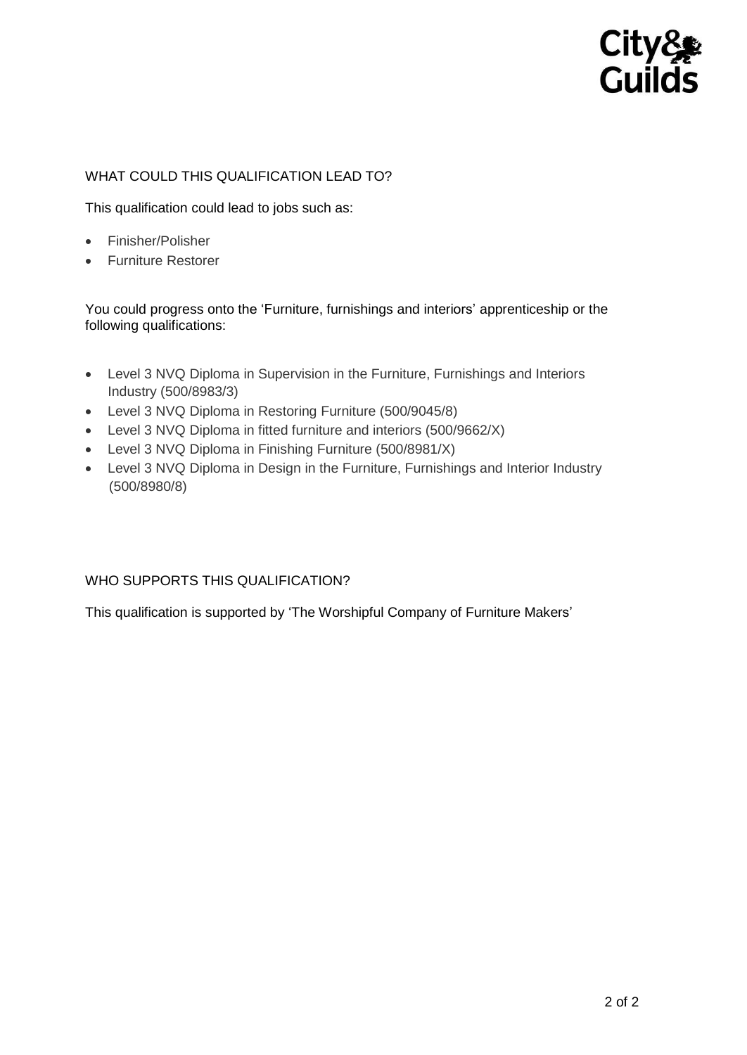## WHAT COULD THIS QUALIFICATION LEAD TO?

This qualification could lead to jobs such as:

- Finisher/Polisher
- Furniture Restorer

You could progress onto the 'Furniture, furnishings and interiors' apprenticeship or the following qualifications:

- Level 3 NVQ Diploma in Supervision in the Furniture, Furnishings and Interiors Industry (500/8983/3)
- Level 3 NVQ Diploma in Restoring Furniture (500/9045/8)
- Level 3 NVQ Diploma in fitted furniture and interiors (500/9662/X)
- Level 3 NVQ Diploma in Finishing Furniture (500/8981/X)
- Level 3 NVQ Diploma in Design in the Furniture, Furnishings and Interior Industry (500/8980/8)

## WHO SUPPORTS THIS QUALIFICATION?

This qualification is supported by 'The Worshipful Company of Furniture Makers'